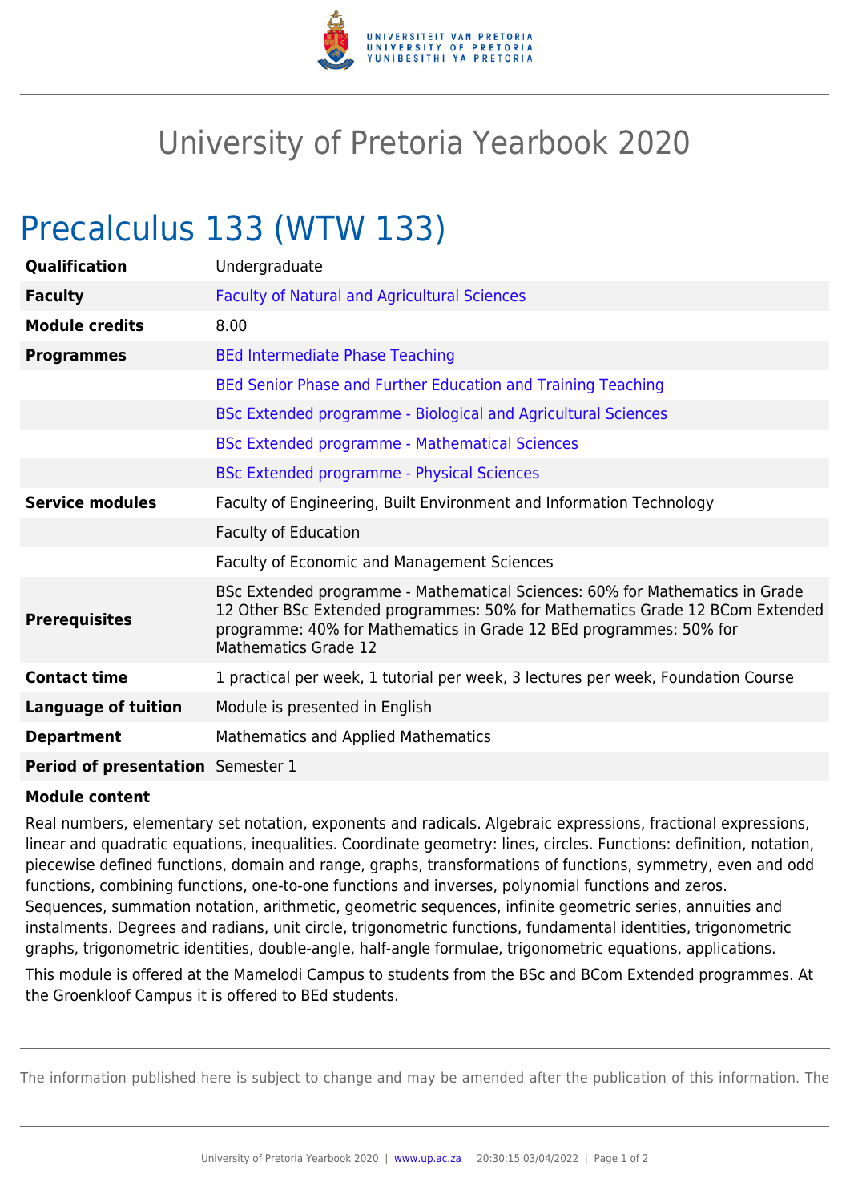# University of Pretoria Yearbook 2020

## Precalculus 133 (WTW 133)

| | |
|---|---|
| **Qualification** | Undergraduate |
| **Faculty** | Faculty of Natural and Agricultural Sciences |
| **Module credits** | 8.00 |
| **Programmes** | BEd Intermediate Phase Teaching |
| | BEd Senior Phase and Further Education and Training Teaching |
| | BSc Extended programme - Biological and Agricultural Sciences |
| | BSc Extended programme - Mathematical Sciences |
| | BSc Extended programme - Physical Sciences |
| **Service modules** | Faculty of Engineering, Built Environment and Information Technology |
| | Faculty of Education |
| | Faculty of Economic and Management Sciences |
| **Prerequisites** | BSc Extended programme - Mathematical Sciences: 60% for Mathematics in Grade 12 Other BSc Extended programmes: 50% for Mathematics Grade 12 BCom Extended programme: 40% for Mathematics in Grade 12 BEd programmes: 50% for Mathematics Grade 12 |
| **Contact time** | 1 practical per week, 1 tutorial per week, 3 lectures per week, Foundation Course |
| **Language of tuition** | Module is presented in English |
| **Department** | Mathematics and Applied Mathematics |
| **Period of presentation** | Semester 1 |

**Module content**

Real numbers, elementary set notation, exponents and radicals. Algebraic expressions, fractional expressions, linear and quadratic equations, inequalities. Coordinate geometry: lines, circles. Functions: definition, notation, piecewise defined functions, domain and range, graphs, transformations of functions, symmetry, even and odd functions, combining functions, one-to-one functions and inverses, polynomial functions and zeros. Sequences, summation notation, arithmetic, geometric sequences, infinite geometric series, annuities and instalments. Degrees and radians, unit circle, trigonometric functions, fundamental identities, trigonometric graphs, trigonometric identities, double-angle, half-angle formulae, trigonometric equations, applications.

This module is offered at the Mamelodi Campus to students from the BSc and BCom Extended programmes. At the Groenkloof Campus it is offered to BEd students.

The information published here is subject to change and may be amended after the publication of this information. The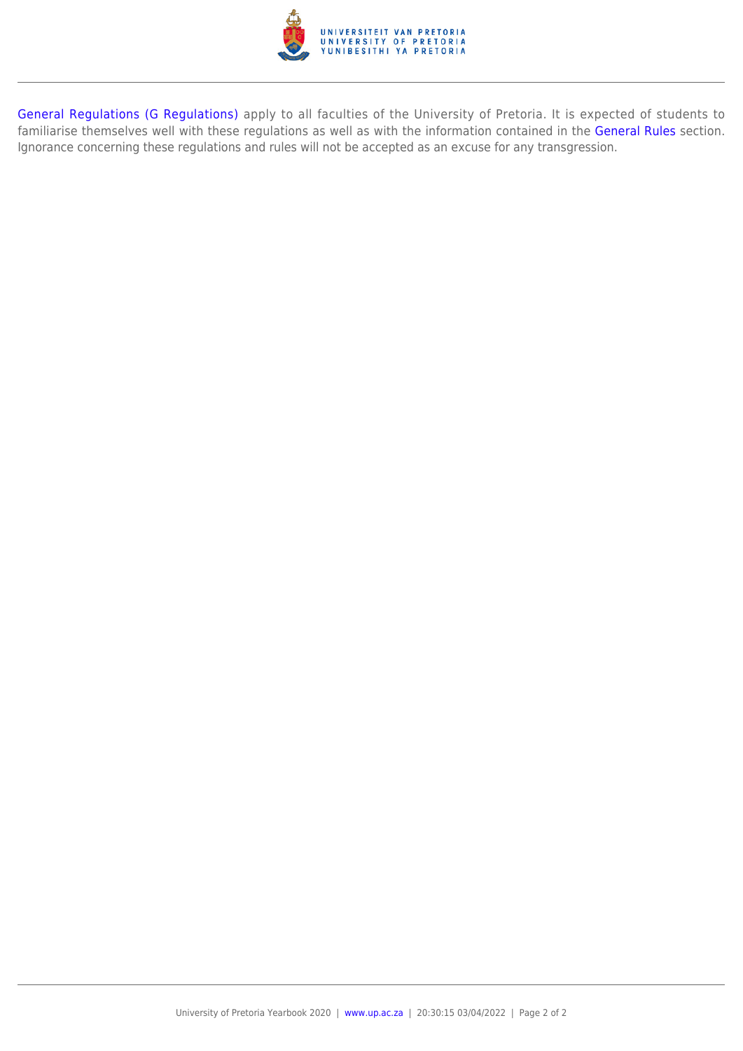General Regulations (G Regulations) apply to all faculties of the University of Pretoria. It is expected of students to familiarise themselves well with these regulations as well as with the information contained in the General Rules section. Ignorance concerning these regulations and rules will not be accepted as an excuse for any transgression.